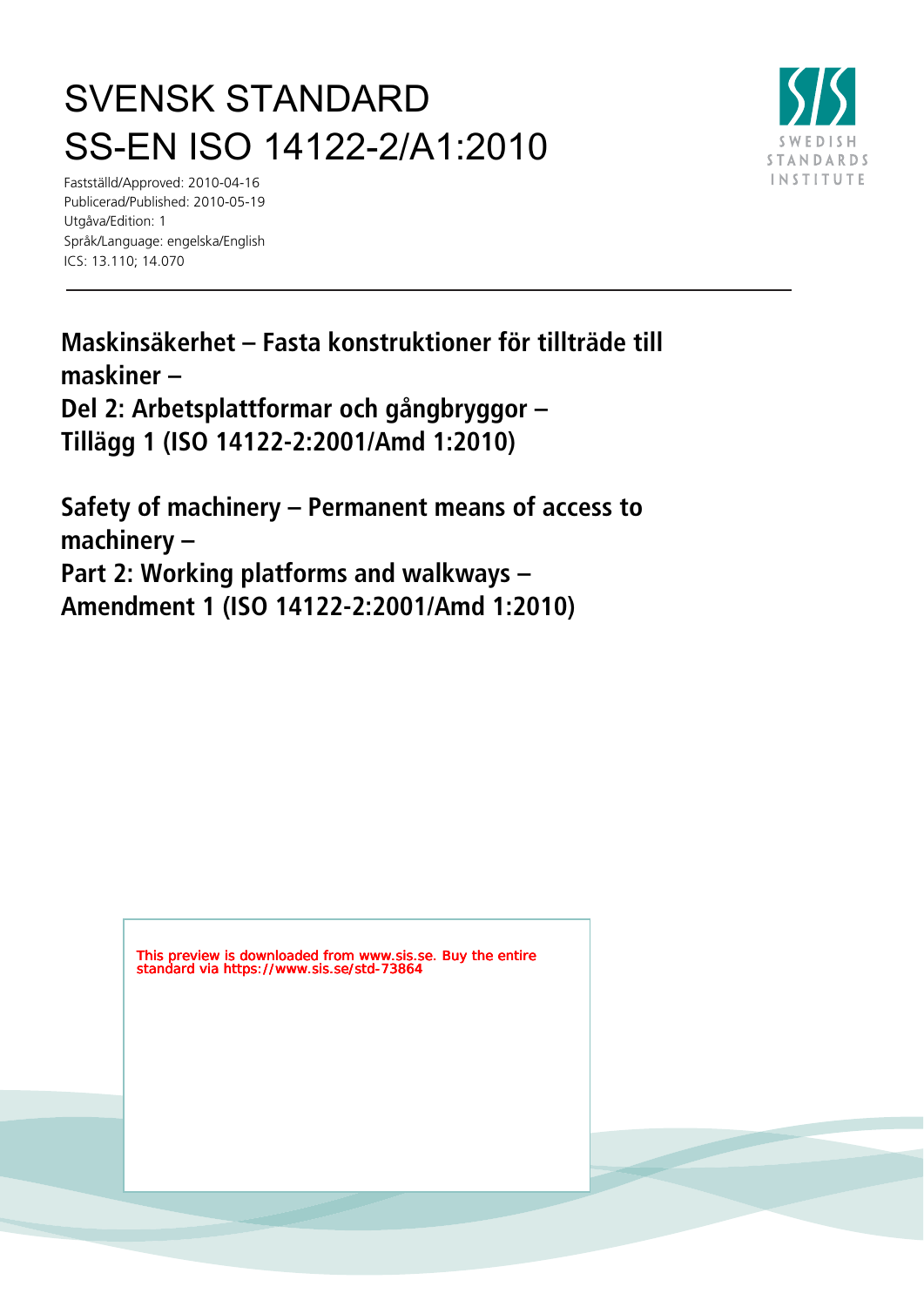# SVENSK STANDARD
# SS-EN ISO 14122-2/A1:2010

Fastställd/Approved: 2010-04-16
Publicerad/Published: 2010-05-19
Utgåva/Edition: 1
Språk/Language: engelska/English
ICS: 13.110; 14.070

SWEDISH STANDARDS INSTITUTE

---

**Maskinsäkerhet – Fasta konstruktioner för tillträde till maskiner –**
**Del 2: Arbetsplattformar och gångbryggor –**
**Tillägg 1 (ISO 14122-2:2001/Amd 1:2010)**

**Safety of machinery – Permanent means of access to machinery –**
**Part 2: Working platforms and walkways –**
**Amendment 1 (ISO 14122-2:2001/Amd 1:2010)**

This preview is downloaded from www.sis.se. Buy the entire standard via https://www.sis.se/std-73864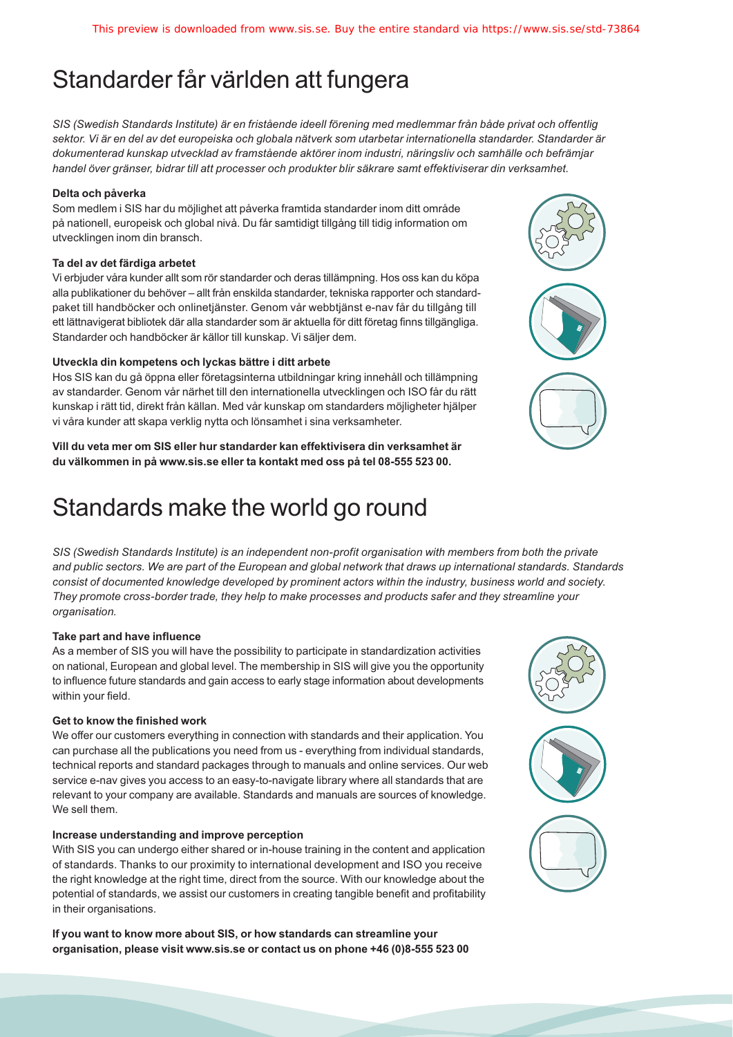# Standarder får världen att fungera

*SIS (Swedish Standards Institute) är en fristående ideell förening med medlemmar från både privat och offentlig sektor. Vi är en del av det europeiska och globala nätverk som utarbetar internationella standarder. Standarder är dokumenterad kunskap utvecklad av framstående aktörer inom industri, näringsliv och samhälle och befrämjar handel över gränser, bidrar till att processer och produkter blir säkrare samt effektiviserar din verksamhet.*

**Delta och påverka**

Som medlem i SIS har du möjlighet att påverka framtida standarder inom ditt område på nationell, europeisk och global nivå. Du får samtidigt tillgång till tidig information om utvecklingen inom din bransch.

**Ta del av det färdiga arbetet**

Vi erbjuder våra kunder allt som rör standarder och deras tillämpning. Hos oss kan du köpa alla publikationer du behöver – allt från enskilda standarder, tekniska rapporter och standardpaket till handböcker och onlinetjänster. Genom vår webbtjänst e-nav får du tillgång till ett lättnavigerat bibliotek där alla standarder som är aktuella för ditt företag finns tillgängliga. Standarder och handböcker är källor till kunskap. Vi säljer dem.

**Utveckla din kompetens och lyckas bättre i ditt arbete**

Hos SIS kan du gå öppna eller företagsinterna utbildningar kring innehåll och tillämpning av standarder. Genom vår närhet till den internationella utvecklingen och ISO får du rätt kunskap i rätt tid, direkt från källan. Med vår kunskap om standarders möjligheter hjälper vi våra kunder att skapa verklig nytta och lönsamhet i sina verksamheter.

**Vill du veta mer om SIS eller hur standarder kan effektivisera din verksamhet är du välkommen in på www.sis.se eller ta kontakt med oss på tel 08-555 523 00.**

# Standards make the world go round

*SIS (Swedish Standards Institute) is an independent non-profit organisation with members from both the private and public sectors. We are part of the European and global network that draws up international standards. Standards consist of documented knowledge developed by prominent actors within the industry, business world and society. They promote cross-border trade, they help to make processes and products safer and they streamline your organisation.*

**Take part and have influence**

As a member of SIS you will have the possibility to participate in standardization activities on national, European and global level. The membership in SIS will give you the opportunity to influence future standards and gain access to early stage information about developments within your field.

**Get to know the finished work**

We offer our customers everything in connection with standards and their application. You can purchase all the publications you need from us - everything from individual standards, technical reports and standard packages through to manuals and online services. Our web service e-nav gives you access to an easy-to-navigate library where all standards that are relevant to your company are available. Standards and manuals are sources of knowledge. We sell them.

**Increase understanding and improve perception**

With SIS you can undergo either shared or in-house training in the content and application of standards. Thanks to our proximity to international development and ISO you receive the right knowledge at the right time, direct from the source. With our knowledge about the potential of standards, we assist our customers in creating tangible benefit and profitability in their organisations.

**If you want to know more about SIS, or how standards can streamline your organisation, please visit www.sis.se or contact us on phone +46 (0)8-555 523 00**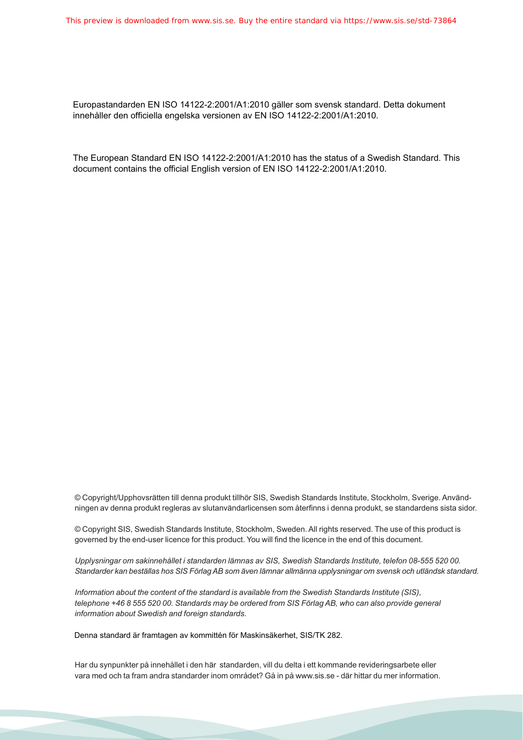Europastandarden EN ISO 14122-2:2001/A1:2010 gäller som svensk standard. Detta dokument innehåller den officiella engelska versionen av EN ISO 14122-2:2001/A1:2010.

The European Standard EN ISO 14122-2:2001/A1:2010 has the status of a Swedish Standard. This document contains the official English version of EN ISO 14122-2:2001/A1:2010.

© Copyright/Upphovsrätten till denna produkt tillhör SIS, Swedish Standards Institute, Stockholm, Sverige. Användningen av denna produkt regleras av slutanvändarlicensen som återfinns i denna produkt, se standardens sista sidor.

© Copyright SIS, Swedish Standards Institute, Stockholm, Sweden. All rights reserved. The use of this product is governed by the end-user licence for this product. You will find the licence in the end of this document.

*Upplysningar om sakinnehållet i standarden lämnas av SIS, Swedish Standards Institute, telefon 08-555 520 00. Standarder kan beställas hos SIS Förlag AB som även lämnar allmänna upplysningar om svensk och utländsk standard.*

*Information about the content of the standard is available from the Swedish Standards Institute (SIS), telephone +46 8 555 520 00. Standards may be ordered from SIS Förlag AB, who can also provide general information about Swedish and foreign standards.*

Denna standard är framtagen av kommittén för Maskinsäkerhet, SIS/TK 282.

Har du synpunkter på innehållet i den här standarden, vill du delta i ett kommande revideringsarbete eller vara med och ta fram andra standarder inom området? Gå in på www.sis.se - där hittar du mer information.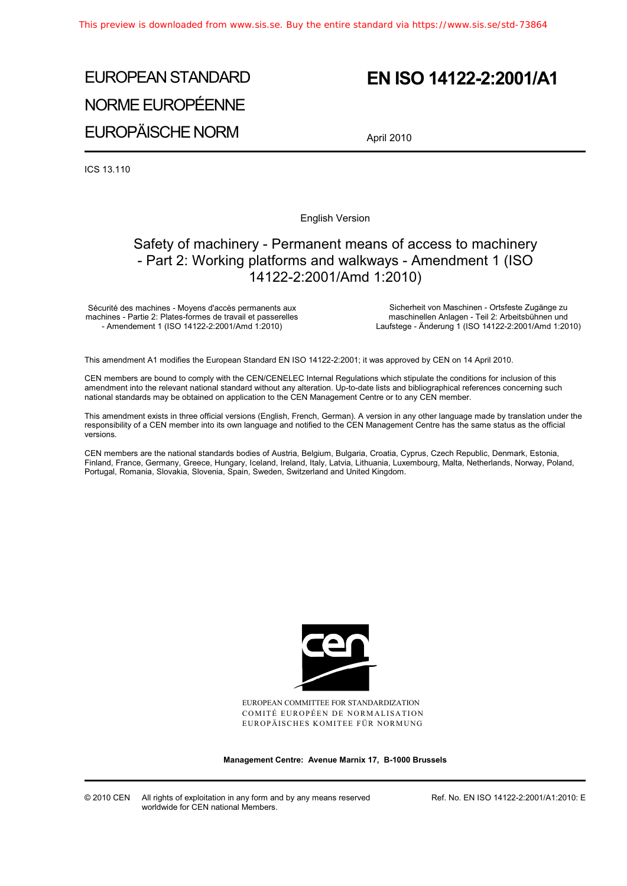# EUROPEAN STANDARD

# NORME EUROPÉENNE

# EUROPÄISCHE NORM

# EN ISO 14122-2:2001/A1

April 2010

ICS 13.110

English Version

## Safety of machinery - Permanent means of access to machinery - Part 2: Working platforms and walkways - Amendment 1 (ISO 14122-2:2001/Amd 1:2010)

Sécurité des machines - Moyens d'accès permanents aux machines - Partie 2: Plates-formes de travail et passerelles - Amendement 1 (ISO 14122-2:2001/Amd 1:2010)

Sicherheit von Maschinen - Ortsfeste Zugänge zu maschinellen Anlagen - Teil 2: Arbeitsbühnen und Laufstege - Änderung 1 (ISO 14122-2:2001/Amd 1:2010)

This amendment A1 modifies the European Standard EN ISO 14122-2:2001; it was approved by CEN on 14 April 2010.

CEN members are bound to comply with the CEN/CENELEC Internal Regulations which stipulate the conditions for inclusion of this amendment into the relevant national standard without any alteration. Up-to-date lists and bibliographical references concerning such national standards may be obtained on application to the CEN Management Centre or to any CEN member.

This amendment exists in three official versions (English, French, German). A version in any other language made by translation under the responsibility of a CEN member into its own language and notified to the CEN Management Centre has the same status as the official versions.

CEN members are the national standards bodies of Austria, Belgium, Bulgaria, Croatia, Cyprus, Czech Republic, Denmark, Estonia, Finland, France, Germany, Greece, Hungary, Iceland, Ireland, Italy, Latvia, Lithuania, Luxembourg, Malta, Netherlands, Norway, Poland, Portugal, Romania, Slovakia, Slovenia, Spain, Sweden, Switzerland and United Kingdom.

EUROPEAN COMMITTEE FOR STANDARDIZATION
COMITÉ EUROPÉEN DE NORMALISATION
EUROPÄISCHES KOMITEE FÜR NORMUNG

**Management Centre: Avenue Marnix 17, B-1000 Brussels**

© 2010 CEN All rights of exploitation in any form and by any means reserved worldwide for CEN national Members.

Ref. No. EN ISO 14122-2:2001/A1:2010: E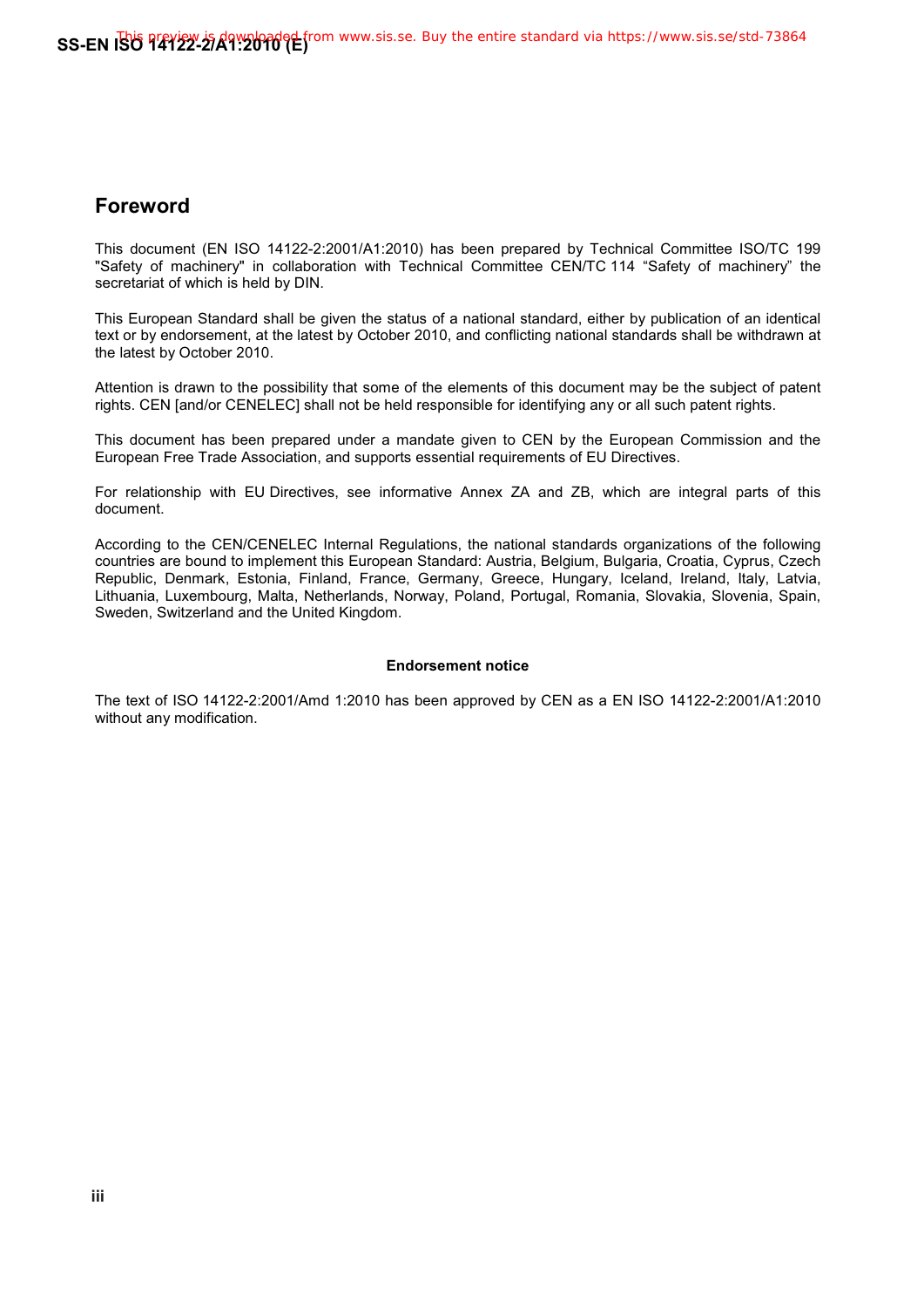## Foreword

This document (EN ISO 14122-2:2001/A1:2010) has been prepared by Technical Committee ISO/TC 199 "Safety of machinery" in collaboration with Technical Committee CEN/TC 114 “Safety of machinery” the secretariat of which is held by DIN.

This European Standard shall be given the status of a national standard, either by publication of an identical text or by endorsement, at the latest by October 2010, and conflicting national standards shall be withdrawn at the latest by October 2010.

Attention is drawn to the possibility that some of the elements of this document may be the subject of patent rights. CEN [and/or CENELEC] shall not be held responsible for identifying any or all such patent rights.

This document has been prepared under a mandate given to CEN by the European Commission and the European Free Trade Association, and supports essential requirements of EU Directives.

For relationship with EU Directives, see informative Annex ZA and ZB, which are integral parts of this document.

According to the CEN/CENELEC Internal Regulations, the national standards organizations of the following countries are bound to implement this European Standard: Austria, Belgium, Bulgaria, Croatia, Cyprus, Czech Republic, Denmark, Estonia, Finland, France, Germany, Greece, Hungary, Iceland, Ireland, Italy, Latvia, Lithuania, Luxembourg, Malta, Netherlands, Norway, Poland, Portugal, Romania, Slovakia, Slovenia, Spain, Sweden, Switzerland and the United Kingdom.

**Endorsement notice**

The text of ISO 14122-2:2001/Amd 1:2010 has been approved by CEN as a EN ISO 14122-2:2001/A1:2010 without any modification.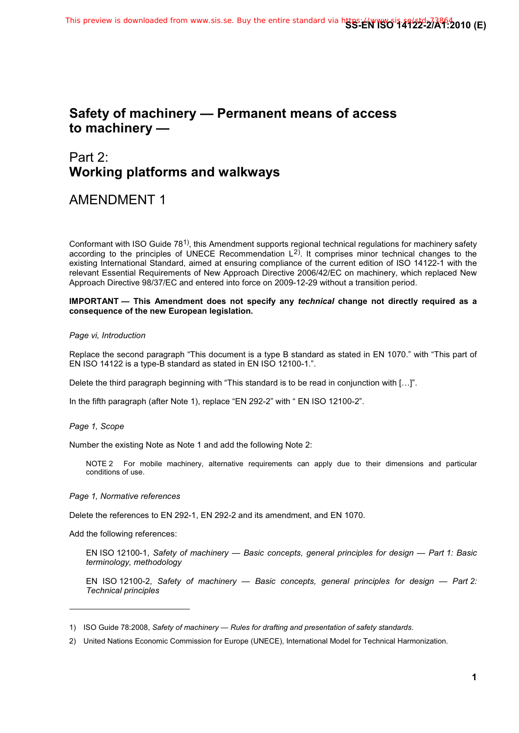# Safety of machinery — Permanent means of access to machinery —

## Part 2: Working platforms and walkways

## AMENDMENT 1

Conformant with ISO Guide 78[1)], this Amendment supports regional technical regulations for machinery safety according to the principles of UNECE Recommendation L[2)]. It comprises minor technical changes to the existing International Standard, aimed at ensuring compliance of the current edition of ISO 14122-1 with the relevant Essential Requirements of New Approach Directive 2006/42/EC on machinery, which replaced New Approach Directive 98/37/EC and entered into force on 2009-12-29 without a transition period.

**IMPORTANT — This Amendment does not specify any *technical* change not directly required as a consequence of the new European legislation.**

*Page vi, Introduction*

Replace the second paragraph "This document is a type B standard as stated in EN 1070." with "This part of EN ISO 14122 is a type-B standard as stated in EN ISO 12100-1.".

Delete the third paragraph beginning with "This standard is to be read in conjunction with […]".

In the fifth paragraph (after Note 1), replace "EN 292-2" with " EN ISO 12100-2".

*Page 1, Scope*

Number the existing Note as Note 1 and add the following Note 2:

> NOTE 2 For mobile machinery, alternative requirements can apply due to their dimensions and particular conditions of use.

*Page 1, Normative references*

Delete the references to EN 292-1, EN 292-2 and its amendment, and EN 1070.

Add the following references:

> EN ISO 12100-1, *Safety of machinery — Basic concepts, general principles for design — Part 1: Basic terminology, methodology*
>
> EN ISO 12100-2, *Safety of machinery — Basic concepts, general principles for design — Part 2: Technical principles*

---

1) ISO Guide 78:2008, *Safety of machinery — Rules for drafting and presentation of safety standards*.

2) United Nations Economic Commission for Europe (UNECE), International Model for Technical Harmonization.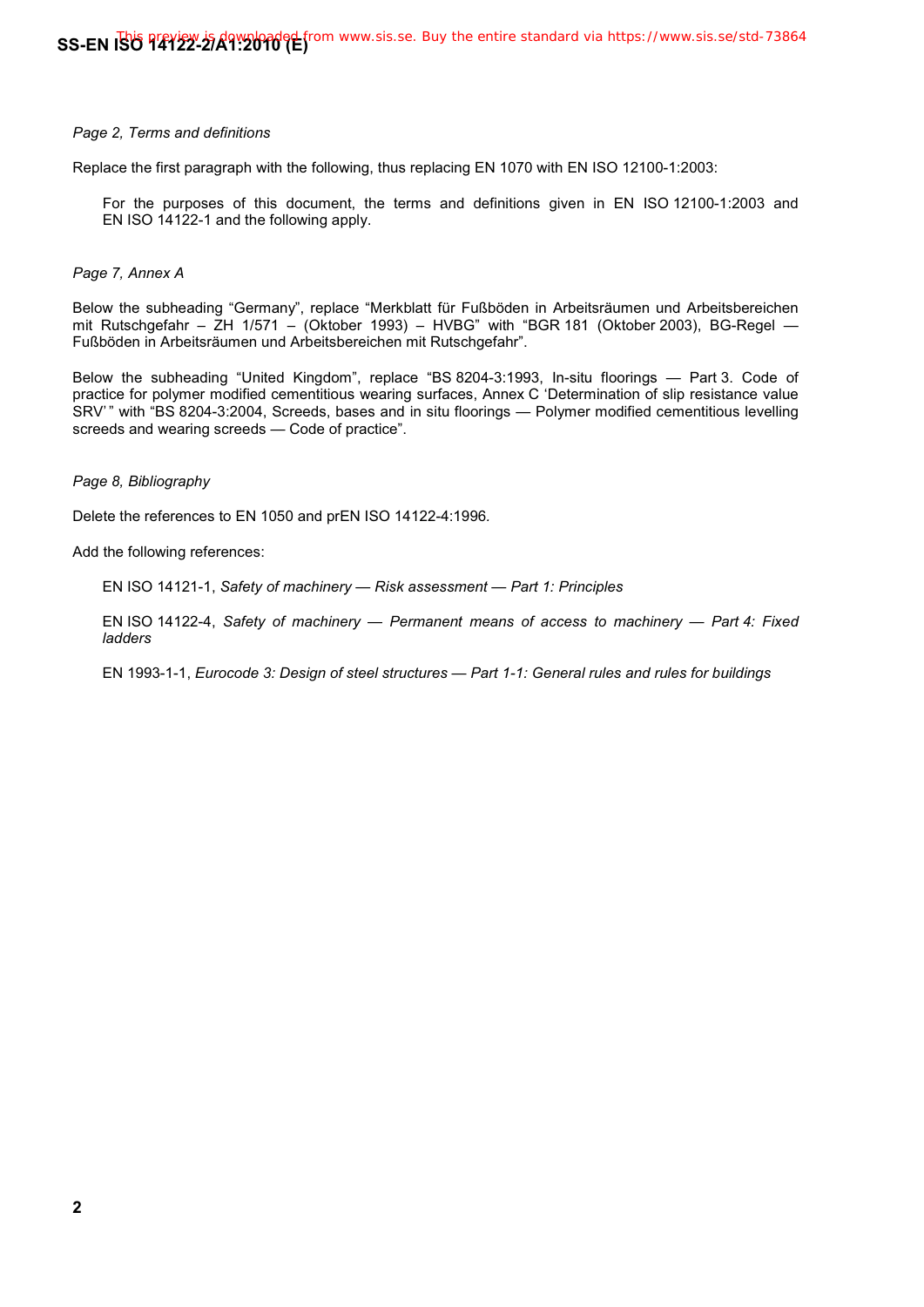*Page 2, Terms and definitions*

Replace the first paragraph with the following, thus replacing EN 1070 with EN ISO 12100-1:2003:

> For the purposes of this document, the terms and definitions given in EN ISO 12100-1:2003 and EN ISO 14122-1 and the following apply.

*Page 7, Annex A*

Below the subheading "Germany", replace "Merkblatt für Fußböden in Arbeitsräumen und Arbeitsbereichen mit Rutschgefahr – ZH 1/571 – (Oktober 1993) – HVBG" with "BGR 181 (Oktober 2003), BG-Regel — Fußböden in Arbeitsräumen und Arbeitsbereichen mit Rutschgefahr".

Below the subheading "United Kingdom", replace "BS 8204-3:1993, In-situ floorings — Part 3. Code of practice for polymer modified cementitious wearing surfaces, Annex C 'Determination of slip resistance value SRV' " with "BS 8204-3:2004, Screeds, bases and in situ floorings — Polymer modified cementitious levelling screeds and wearing screeds — Code of practice".

*Page 8, Bibliography*

Delete the references to EN 1050 and prEN ISO 14122-4:1996.

Add the following references:

> EN ISO 14121-1, *Safety of machinery — Risk assessment — Part 1: Principles*
>
> EN ISO 14122-4, *Safety of machinery — Permanent means of access to machinery — Part 4: Fixed ladders*
>
> EN 1993-1-1, *Eurocode 3: Design of steel structures — Part 1-1: General rules and rules for buildings*